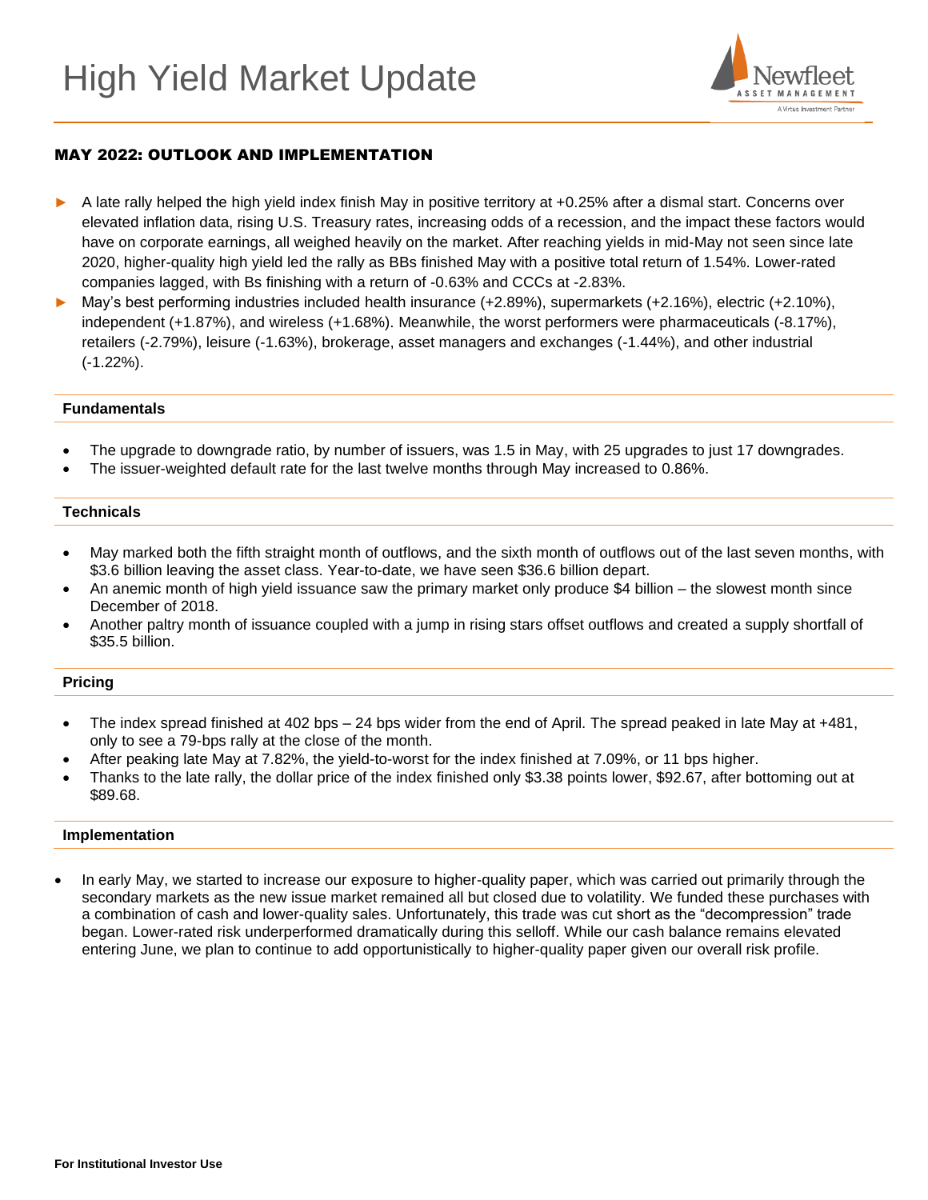# High Yield Market Update

Newfleet ASSET MANAGEMENT
A Virtus Investment Partner

## MAY 2022: OUTLOOK AND IMPLEMENTATION

- A late rally helped the high yield index finish May in positive territory at +0.25% after a dismal start. Concerns over elevated inflation data, rising U.S. Treasury rates, increasing odds of a recession, and the impact these factors would have on corporate earnings, all weighed heavily on the market. After reaching yields in mid-May not seen since late 2020, higher-quality high yield led the rally as BBs finished May with a positive total return of 1.54%. Lower-rated companies lagged, with Bs finishing with a return of -0.63% and CCCs at -2.83%.
- May's best performing industries included health insurance (+2.89%), supermarkets (+2.16%), electric (+2.10%), independent (+1.87%), and wireless (+1.68%). Meanwhile, the worst performers were pharmaceuticals (-8.17%), retailers (-2.79%), leisure (-1.63%), brokerage, asset managers and exchanges (-1.44%), and other industrial (-1.22%).

### Fundamentals

- The upgrade to downgrade ratio, by number of issuers, was 1.5 in May, with 25 upgrades to just 17 downgrades.
- The issuer-weighted default rate for the last twelve months through May increased to 0.86%.

### Technicals

- May marked both the fifth straight month of outflows, and the sixth month of outflows out of the last seven months, with $3.6 billion leaving the asset class. Year-to-date, we have seen $36.6 billion depart.
- An anemic month of high yield issuance saw the primary market only produce $4 billion – the slowest month since December of 2018.
- Another paltry month of issuance coupled with a jump in rising stars offset outflows and created a supply shortfall of $35.5 billion.

### Pricing

- The index spread finished at 402 bps – 24 bps wider from the end of April. The spread peaked in late May at +481, only to see a 79-bps rally at the close of the month.
- After peaking late May at 7.82%, the yield-to-worst for the index finished at 7.09%, or 11 bps higher.
- Thanks to the late rally, the dollar price of the index finished only $3.38 points lower, $92.67, after bottoming out at $89.68.

### Implementation

- In early May, we started to increase our exposure to higher-quality paper, which was carried out primarily through the secondary markets as the new issue market remained all but closed due to volatility. We funded these purchases with a combination of cash and lower-quality sales. Unfortunately, this trade was cut short as the "decompression" trade began. Lower-rated risk underperformed dramatically during this selloff. While our cash balance remains elevated entering June, we plan to continue to add opportunistically to higher-quality paper given our overall risk profile.

**For Institutional Investor Use**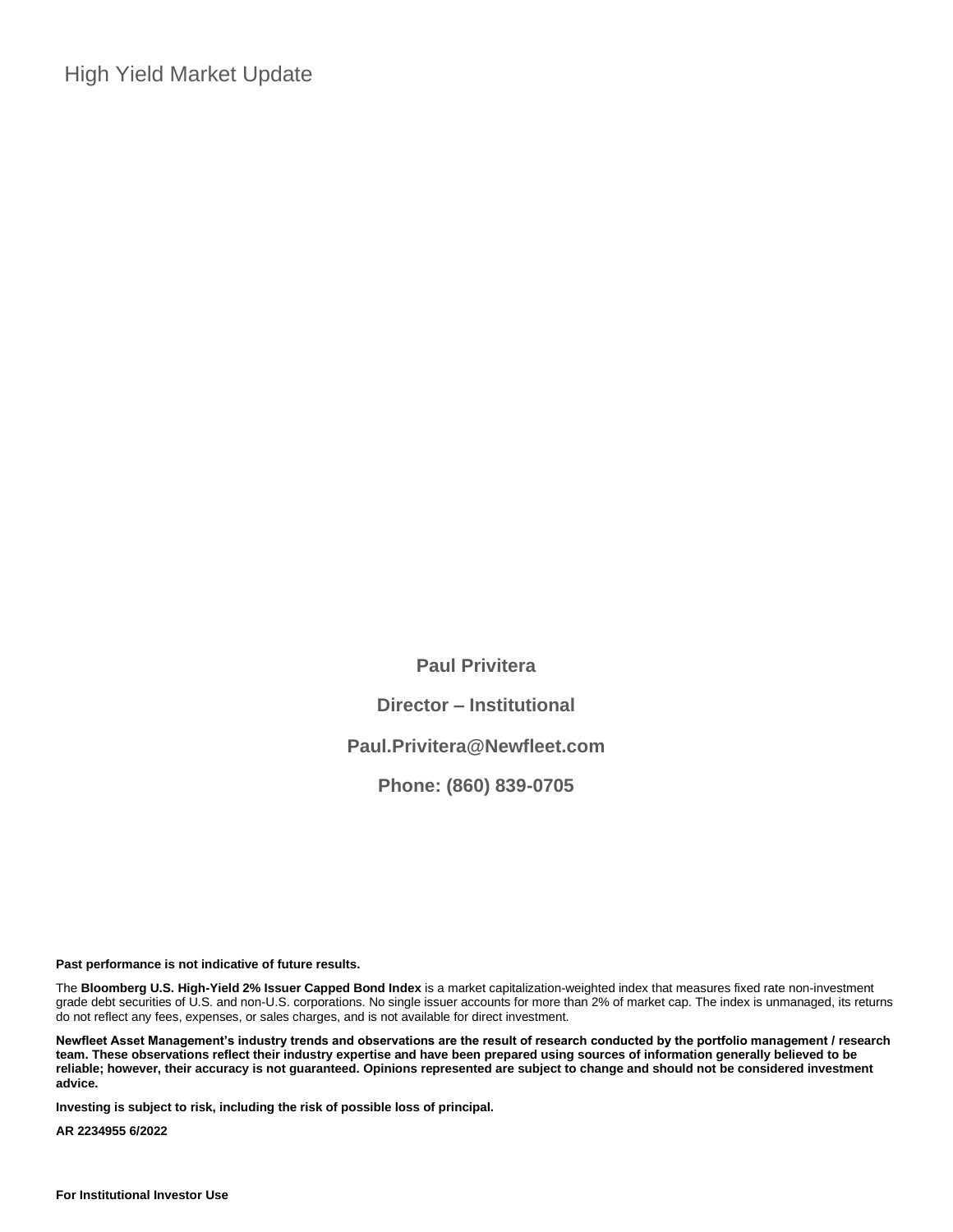High Yield Market Update

**Paul Privitera**

**Director – Institutional**

**Paul.Privitera@Newfleet.com**

**Phone: (860) 839-0705**

**Past performance is not indicative of future results.**

The **Bloomberg U.S. High-Yield 2% Issuer Capped Bond Index** is a market capitalization-weighted index that measures fixed rate non-investment grade debt securities of U.S. and non-U.S. corporations. No single issuer accounts for more than 2% of market cap. The index is unmanaged, its returns do not reflect any fees, expenses, or sales charges, and is not available for direct investment.

**Newfleet Asset Management's industry trends and observations are the result of research conducted by the portfolio management / research team. These observations reflect their industry expertise and have been prepared using sources of information generally believed to be reliable; however, their accuracy is not guaranteed. Opinions represented are subject to change and should not be considered investment advice.**

**Investing is subject to risk, including the risk of possible loss of principal.**

**AR 2234955 6/2022**

**For Institutional Investor Use**